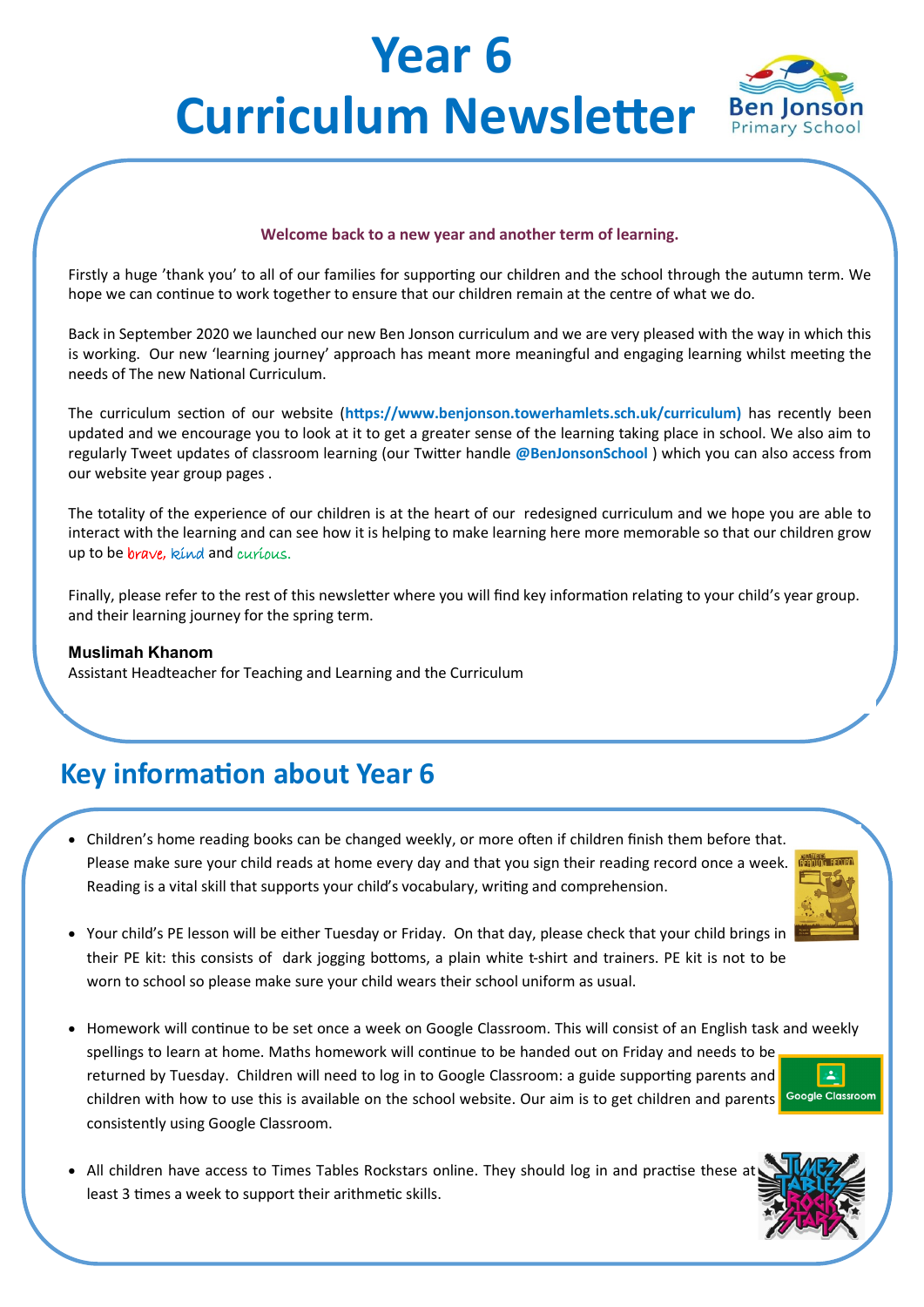# Year 6 Curriculum Newsletter

**Welcome back to a new year and another term of learning.**

Firstly a huge 'thank you' to all of our families for supporting our children and the school through the autumn term. We hope we can continue to work together to ensure that our children remain at the centre of what we do.

Back in September 2020 we launched our new Ben Jonson curriculum and we are very pleased with the way in which this is working. Our new 'learning journey' approach has meant more meaningful and engaging learning whilst meeting the needs of The new National Curriculum.

The curriculum section of our website (**https://www.benjonson.towerhamlets.sch.uk/curriculum)** has recently been updated and we encourage you to look at it to get a greater sense of the learning taking place in school. We also aim to regularly Tweet updates of classroom learning (our Twitter handle **@BenJonsonSchool** ) which you can also access from our website year group pages .

The totality of the experience of our children is at the heart of our redesigned curriculum and we hope you are able to interact with the learning and can see how it is helping to make learning here more memorable so that our children grow up to be brave, kind and curious.

Finally, please refer to the rest of this newsletter where you will find key information relating to your child's year group. and their learning journey for the spring term.

**Muslimah Khanom**
Assistant Headteacher for Teaching and Learning and the Curriculum

## Key information about Year 6

- Children's home reading books can be changed weekly, or more often if children finish them before that. Please make sure your child reads at home every day and that you sign their reading record once a week. Reading is a vital skill that supports your child's vocabulary, writing and comprehension.
- Your child's PE lesson will be either Tuesday or Friday. On that day, please check that your child brings in their PE kit: this consists of dark jogging bottoms, a plain white t-shirt and trainers. PE kit is not to be worn to school so please make sure your child wears their school uniform as usual.
- Homework will continue to be set once a week on Google Classroom. This will consist of an English task and weekly spellings to learn at home. Maths homework will continue to be handed out on Friday and needs to be returned by Tuesday. Children will need to log in to Google Classroom: a guide supporting parents and children with how to use this is available on the school website. Our aim is to get children and parents consistently using Google Classroom.
- All children have access to Times Tables Rockstars online. They should log in and practise these at least 3 times a week to support their arithmetic skills.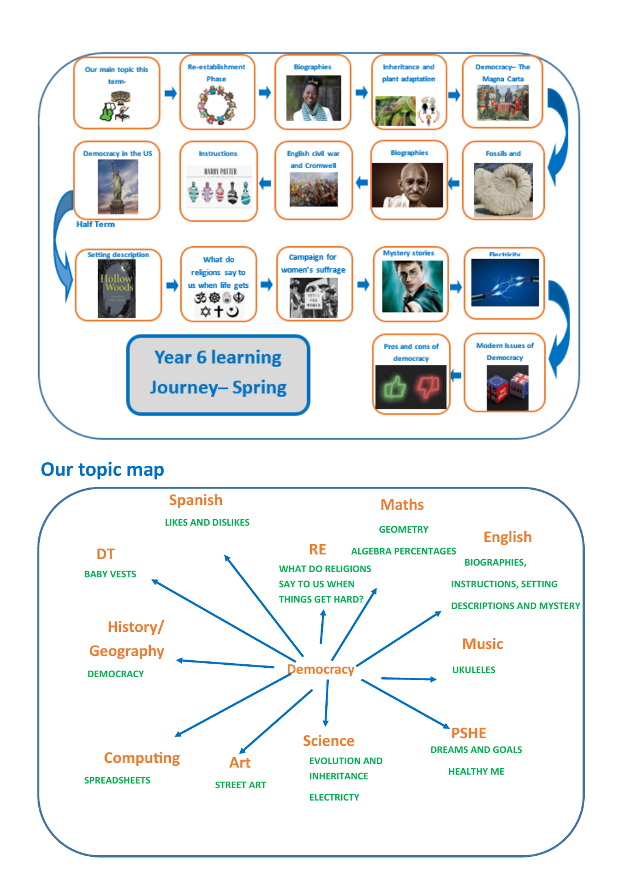Our main topic this term-

Re-establishment Phase

Biographies

Inheritance and plant adaptation

Democracy– The Magna Carta

Fossils and

Biographies

English civil war and Cromwell

Instructions

Democracy in the US

Half Term

Setting description

What do religions say to us when life gets

Campaign for women's suffrage

Mystery stories

Electricity

Modern Issues of Democracy

Pros and cons of democracy

Year 6 learning Journey– Spring

## Our topic map

Democracy

**Spanish**
LIKES AND DISLIKES

**Maths**
GEOMETRY
ALGEBRA PERCENTAGES

**English**
BIOGRAPHIES,
INSTRUCTIONS, SETTING
DESCRIPTIONS AND MYSTERY

**DT**
BABY VESTS

**RE**
WHAT DO RELIGIONS
SAY TO US WHEN
THINGS GET HARD?

**History/ Geography**
DEMOCRACY

**Music**
UKULELES

**Computing**
SPREADSHEETS

**Art**
STREET ART

**Science**
EVOLUTION AND
INHERITANCE
ELECTRICTY

**PSHE**
DREAMS AND GOALS
HEALTHY ME